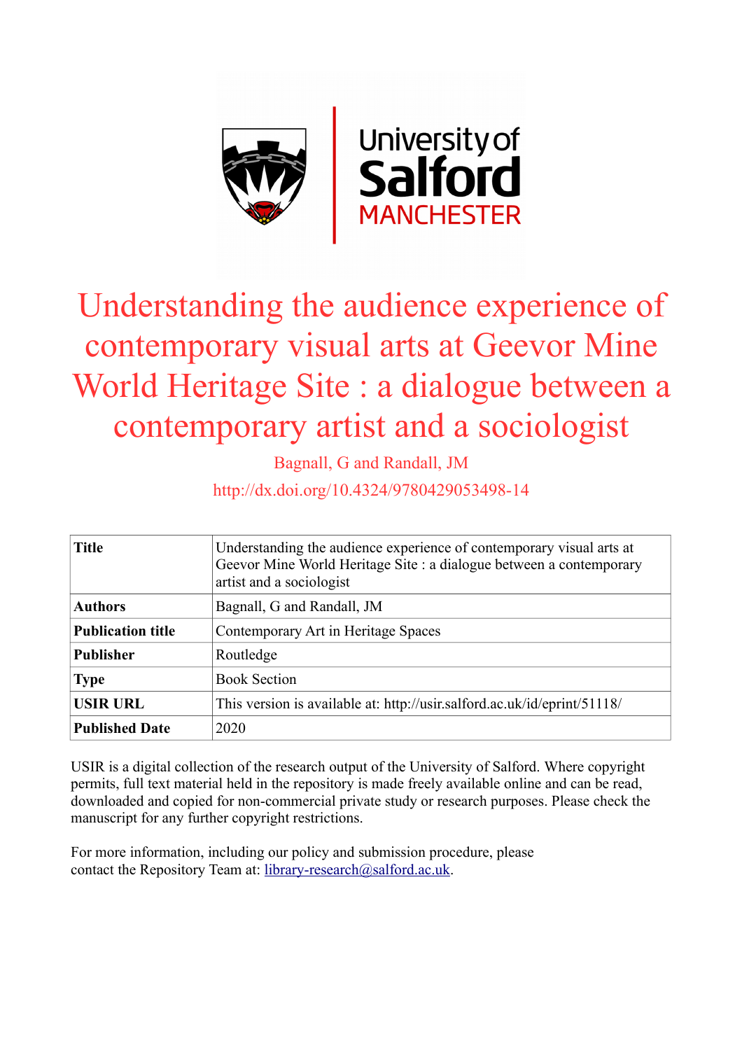# Understanding the audience experience of contemporary visual arts at Geevor Mine World Heritage Site : a dialogue between a contemporary artist and a sociologist

Bagnall, G and Randall, JM

http://dx.doi.org/10.4324/9780429053498-14

| **Title** | Understanding the audience experience of contemporary visual arts at Geevor Mine World Heritage Site : a dialogue between a contemporary artist and a sociologist |
|---|---|
| **Authors** | Bagnall, G and Randall, JM |
| **Publication title** | Contemporary Art in Heritage Spaces |
| **Publisher** | Routledge |
| **Type** | Book Section |
| **USIR URL** | This version is available at: http://usir.salford.ac.uk/id/eprint/51118/ |
| **Published Date** | 2020 |

USIR is a digital collection of the research output of the University of Salford. Where copyright permits, full text material held in the repository is made freely available online and can be read, downloaded and copied for non-commercial private study or research purposes. Please check the manuscript for any further copyright restrictions.

For more information, including our policy and submission procedure, please contact the Repository Team at: library-research@salford.ac.uk.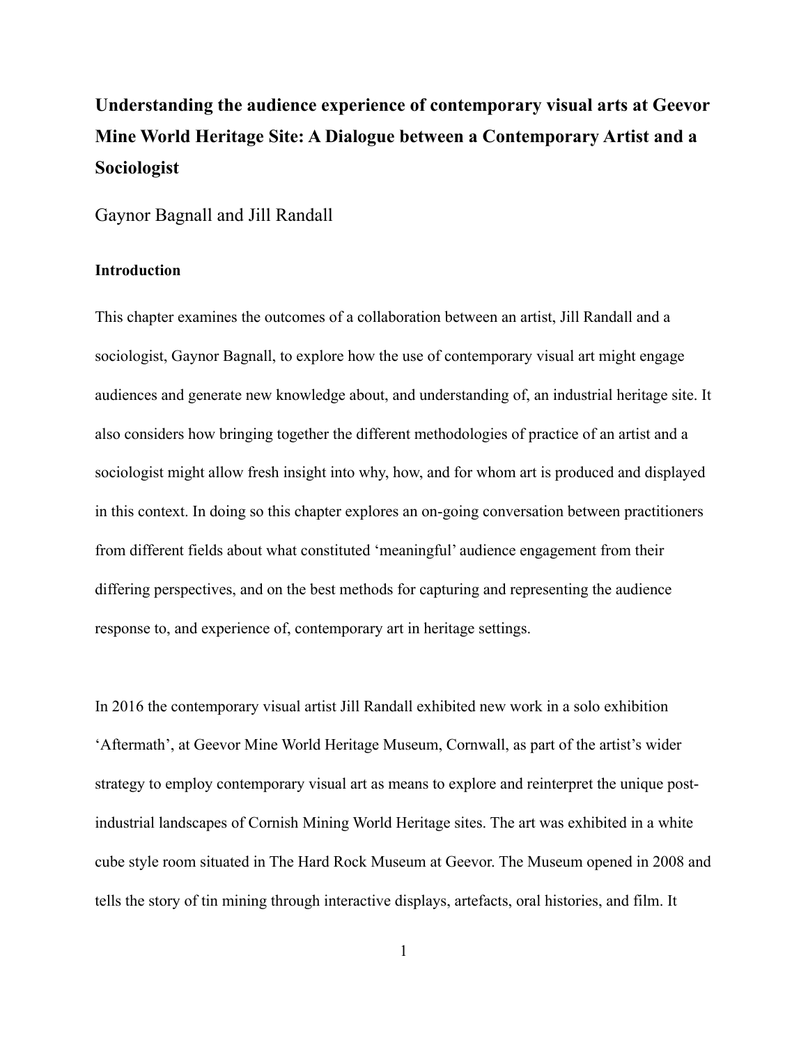# Understanding the audience experience of contemporary visual arts at Geevor Mine World Heritage Site: A Dialogue between a Contemporary Artist and a Sociologist

Gaynor Bagnall and Jill Randall

## Introduction

This chapter examines the outcomes of a collaboration between an artist, Jill Randall and a sociologist, Gaynor Bagnall, to explore how the use of contemporary visual art might engage audiences and generate new knowledge about, and understanding of, an industrial heritage site. It also considers how bringing together the different methodologies of practice of an artist and a sociologist might allow fresh insight into why, how, and for whom art is produced and displayed in this context. In doing so this chapter explores an on-going conversation between practitioners from different fields about what constituted 'meaningful' audience engagement from their differing perspectives, and on the best methods for capturing and representing the audience response to, and experience of, contemporary art in heritage settings.

In 2016 the contemporary visual artist Jill Randall exhibited new work in a solo exhibition 'Aftermath', at Geevor Mine World Heritage Museum, Cornwall, as part of the artist's wider strategy to employ contemporary visual art as means to explore and reinterpret the unique post-industrial landscapes of Cornish Mining World Heritage sites. The art was exhibited in a white cube style room situated in The Hard Rock Museum at Geevor. The Museum opened in 2008 and tells the story of tin mining through interactive displays, artefacts, oral histories, and film. It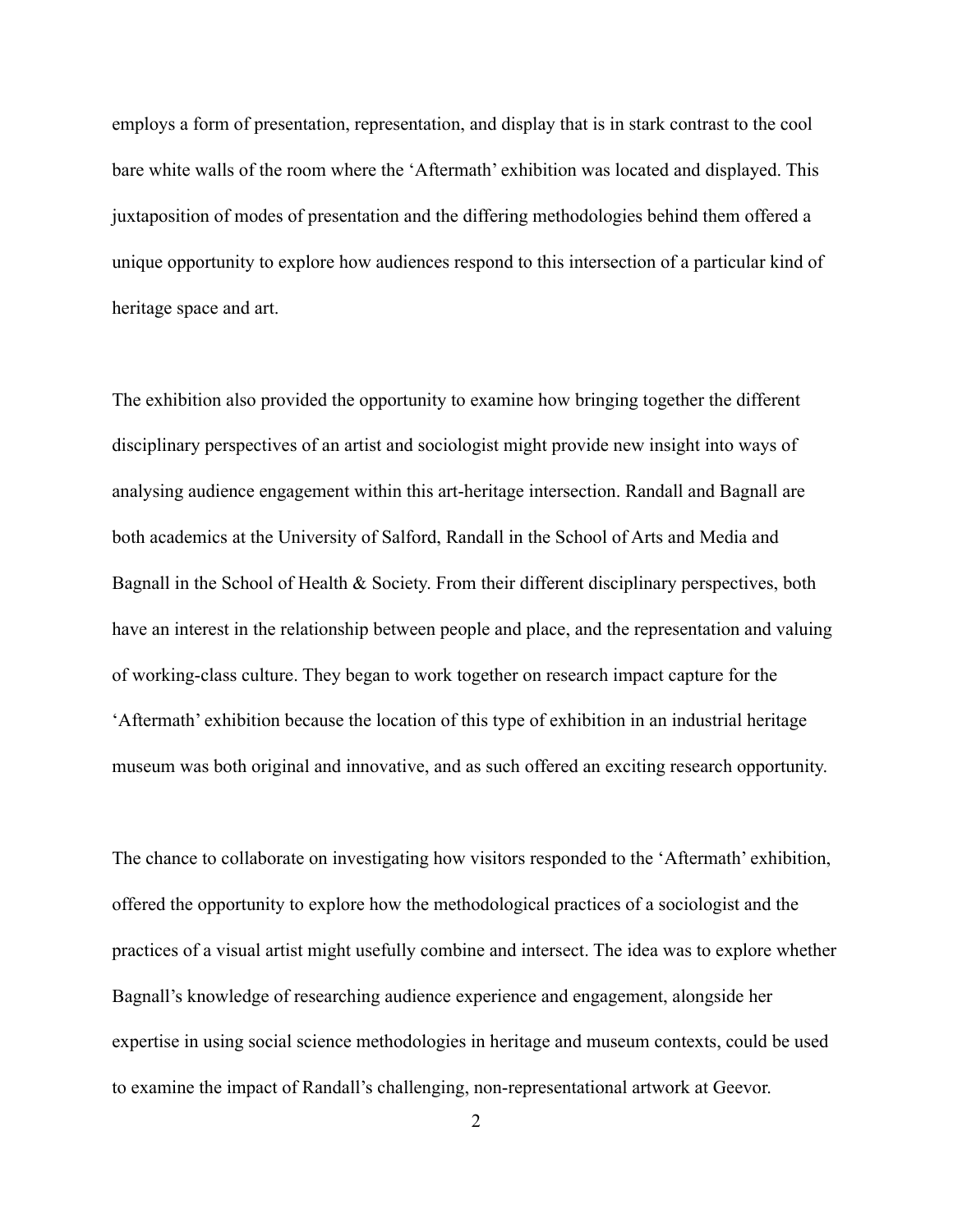employs a form of presentation, representation, and display that is in stark contrast to the cool bare white walls of the room where the 'Aftermath' exhibition was located and displayed. This juxtaposition of modes of presentation and the differing methodologies behind them offered a unique opportunity to explore how audiences respond to this intersection of a particular kind of heritage space and art.

The exhibition also provided the opportunity to examine how bringing together the different disciplinary perspectives of an artist and sociologist might provide new insight into ways of analysing audience engagement within this art-heritage intersection. Randall and Bagnall are both academics at the University of Salford, Randall in the School of Arts and Media and Bagnall in the School of Health & Society. From their different disciplinary perspectives, both have an interest in the relationship between people and place, and the representation and valuing of working-class culture. They began to work together on research impact capture for the 'Aftermath' exhibition because the location of this type of exhibition in an industrial heritage museum was both original and innovative, and as such offered an exciting research opportunity.

The chance to collaborate on investigating how visitors responded to the 'Aftermath' exhibition, offered the opportunity to explore how the methodological practices of a sociologist and the practices of a visual artist might usefully combine and intersect. The idea was to explore whether Bagnall's knowledge of researching audience experience and engagement, alongside her expertise in using social science methodologies in heritage and museum contexts, could be used to examine the impact of Randall's challenging, non-representational artwork at Geevor.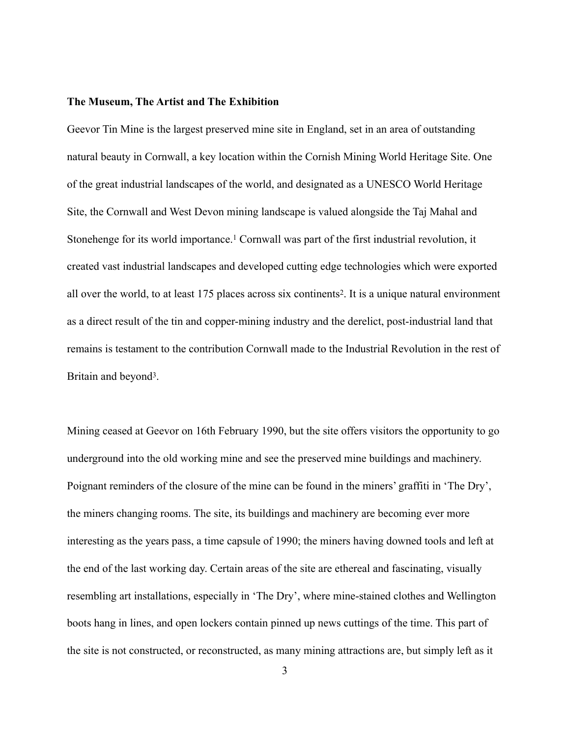**The Museum, The Artist and The Exhibition**

Geevor Tin Mine is the largest preserved mine site in England, set in an area of outstanding natural beauty in Cornwall, a key location within the Cornish Mining World Heritage Site. One of the great industrial landscapes of the world, and designated as a UNESCO World Heritage Site, the Cornwall and West Devon mining landscape is valued alongside the Taj Mahal and Stonehenge for its world importance.[1] Cornwall was part of the first industrial revolution, it created vast industrial landscapes and developed cutting edge technologies which were exported all over the world, to at least 175 places across six continents[2]. It is a unique natural environment as a direct result of the tin and copper-mining industry and the derelict, post-industrial land that remains is testament to the contribution Cornwall made to the Industrial Revolution in the rest of Britain and beyond[3].

Mining ceased at Geevor on 16th February 1990, but the site offers visitors the opportunity to go underground into the old working mine and see the preserved mine buildings and machinery. Poignant reminders of the closure of the mine can be found in the miners' graffiti in 'The Dry', the miners changing rooms. The site, its buildings and machinery are becoming ever more interesting as the years pass, a time capsule of 1990; the miners having downed tools and left at the end of the last working day. Certain areas of the site are ethereal and fascinating, visually resembling art installations, especially in 'The Dry', where mine-stained clothes and Wellington boots hang in lines, and open lockers contain pinned up news cuttings of the time. This part of the site is not constructed, or reconstructed, as many mining attractions are, but simply left as it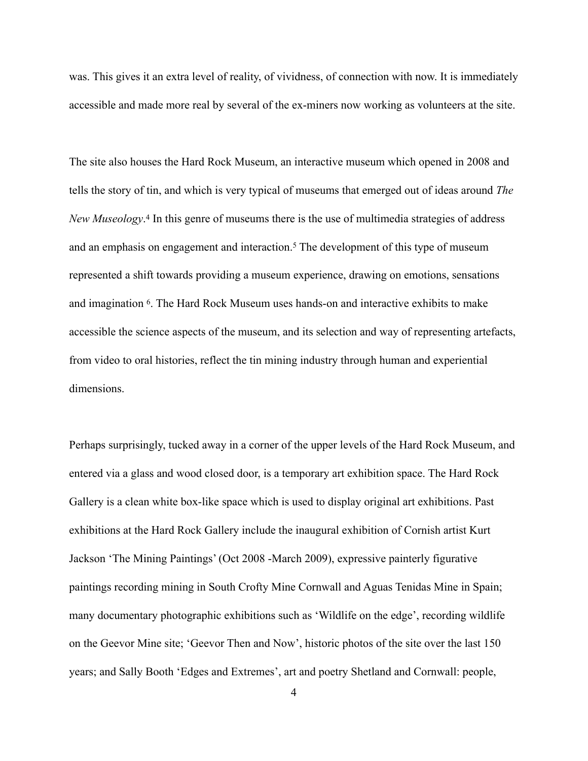was. This gives it an extra level of reality, of vividness, of connection with now. It is immediately accessible and made more real by several of the ex-miners now working as volunteers at the site.

The site also houses the Hard Rock Museum, an interactive museum which opened in 2008 and tells the story of tin, and which is very typical of museums that emerged out of ideas around *The New Museology*.[4] In this genre of museums there is the use of multimedia strategies of address and an emphasis on engagement and interaction.[5] The development of this type of museum represented a shift towards providing a museum experience, drawing on emotions, sensations and imagination [6]. The Hard Rock Museum uses hands-on and interactive exhibits to make accessible the science aspects of the museum, and its selection and way of representing artefacts, from video to oral histories, reflect the tin mining industry through human and experiential dimensions.

Perhaps surprisingly, tucked away in a corner of the upper levels of the Hard Rock Museum, and entered via a glass and wood closed door, is a temporary art exhibition space. The Hard Rock Gallery is a clean white box-like space which is used to display original art exhibitions. Past exhibitions at the Hard Rock Gallery include the inaugural exhibition of Cornish artist Kurt Jackson 'The Mining Paintings' (Oct 2008 -March 2009), expressive painterly figurative paintings recording mining in South Crofty Mine Cornwall and Aguas Tenidas Mine in Spain; many documentary photographic exhibitions such as 'Wildlife on the edge', recording wildlife on the Geevor Mine site; 'Geevor Then and Now', historic photos of the site over the last 150 years; and Sally Booth 'Edges and Extremes', art and poetry Shetland and Cornwall: people,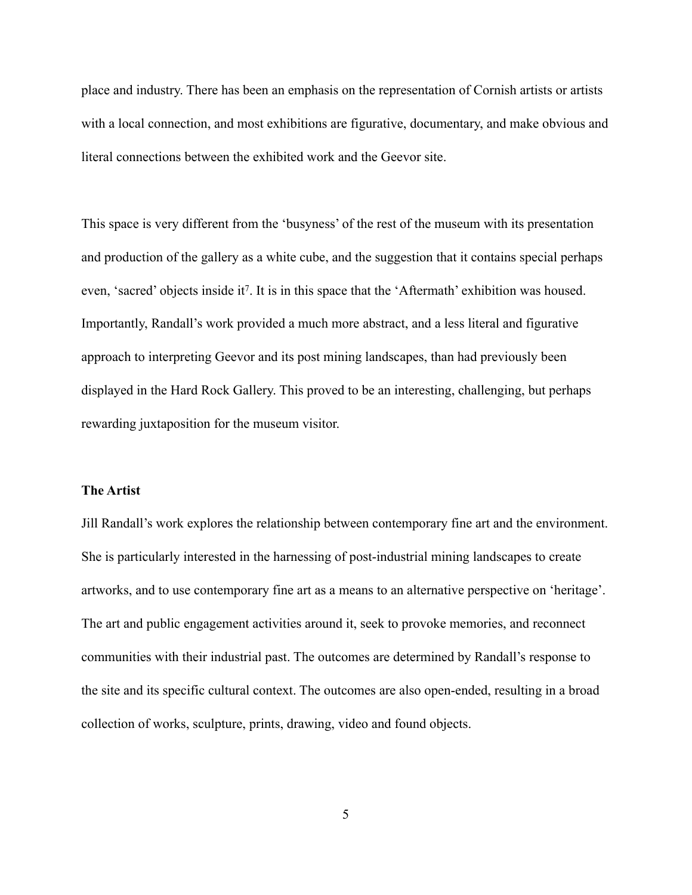place and industry. There has been an emphasis on the representation of Cornish artists or artists with a local connection, and most exhibitions are figurative, documentary, and make obvious and literal connections between the exhibited work and the Geevor site.

This space is very different from the 'busyness' of the rest of the museum with its presentation and production of the gallery as a white cube, and the suggestion that it contains special perhaps even, 'sacred' objects inside it[7]. It is in this space that the 'Aftermath' exhibition was housed. Importantly, Randall's work provided a much more abstract, and a less literal and figurative approach to interpreting Geevor and its post mining landscapes, than had previously been displayed in the Hard Rock Gallery. This proved to be an interesting, challenging, but perhaps rewarding juxtaposition for the museum visitor.

**The Artist**

Jill Randall's work explores the relationship between contemporary fine art and the environment. She is particularly interested in the harnessing of post-industrial mining landscapes to create artworks, and to use contemporary fine art as a means to an alternative perspective on 'heritage'. The art and public engagement activities around it, seek to provoke memories, and reconnect communities with their industrial past. The outcomes are determined by Randall's response to the site and its specific cultural context. The outcomes are also open-ended, resulting in a broad collection of works, sculpture, prints, drawing, video and found objects.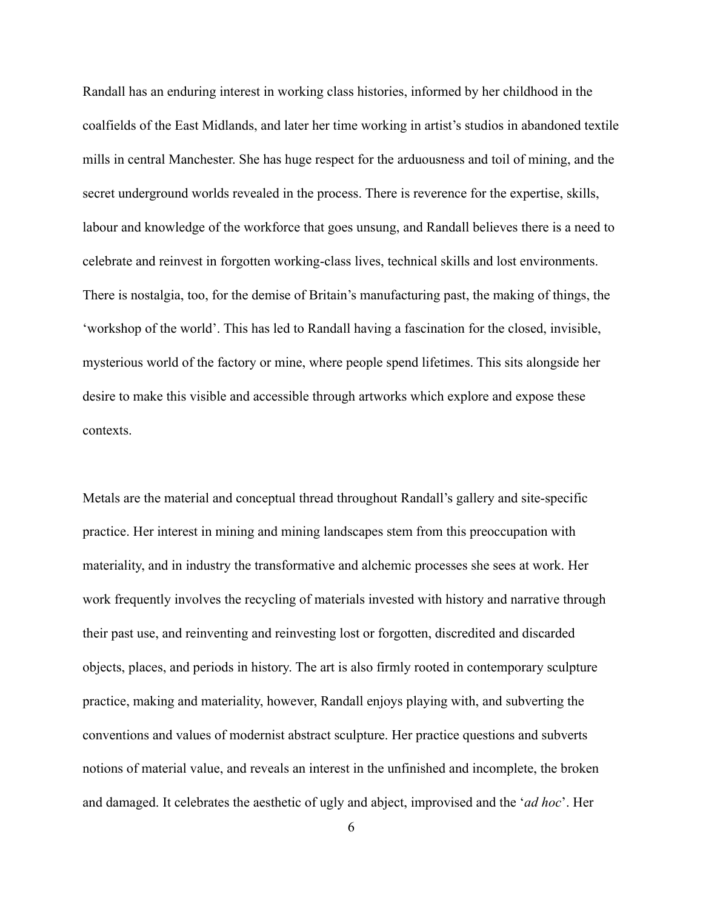Randall has an enduring interest in working class histories, informed by her childhood in the coalfields of the East Midlands, and later her time working in artist's studios in abandoned textile mills in central Manchester. She has huge respect for the arduousness and toil of mining, and the secret underground worlds revealed in the process. There is reverence for the expertise, skills, labour and knowledge of the workforce that goes unsung, and Randall believes there is a need to celebrate and reinvest in forgotten working-class lives, technical skills and lost environments. There is nostalgia, too, for the demise of Britain's manufacturing past, the making of things, the 'workshop of the world'. This has led to Randall having a fascination for the closed, invisible, mysterious world of the factory or mine, where people spend lifetimes. This sits alongside her desire to make this visible and accessible through artworks which explore and expose these contexts.

Metals are the material and conceptual thread throughout Randall's gallery and site-specific practice. Her interest in mining and mining landscapes stem from this preoccupation with materiality, and in industry the transformative and alchemic processes she sees at work. Her work frequently involves the recycling of materials invested with history and narrative through their past use, and reinventing and reinvesting lost or forgotten, discredited and discarded objects, places, and periods in history. The art is also firmly rooted in contemporary sculpture practice, making and materiality, however, Randall enjoys playing with, and subverting the conventions and values of modernist abstract sculpture. Her practice questions and subverts notions of material value, and reveals an interest in the unfinished and incomplete, the broken and damaged. It celebrates the aesthetic of ugly and abject, improvised and the '*ad hoc*'. Her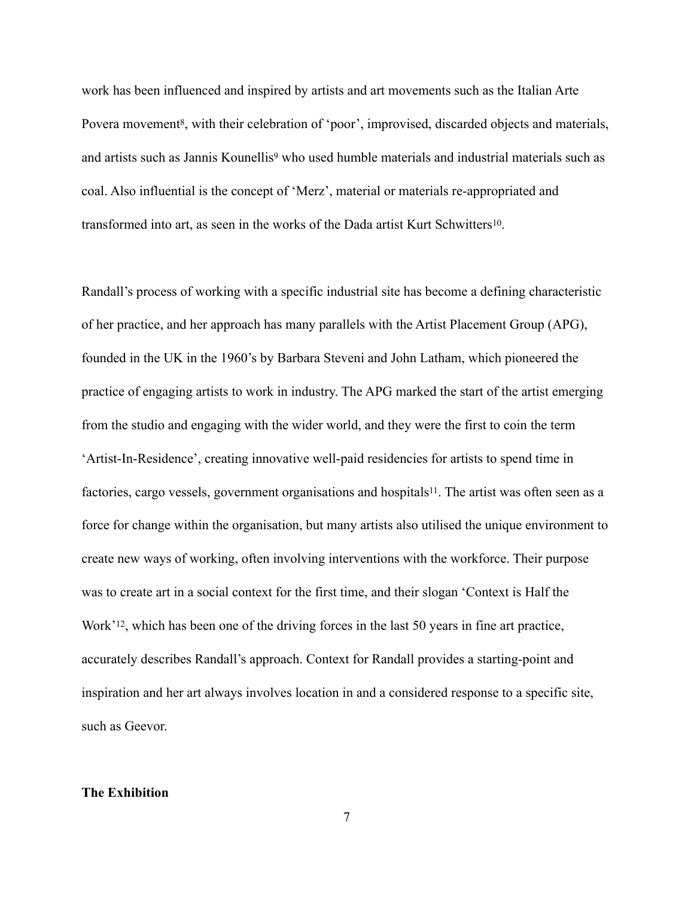work has been influenced and inspired by artists and art movements such as the Italian Arte Povera movement[8], with their celebration of 'poor', improvised, discarded objects and materials, and artists such as Jannis Kounellis[9] who used humble materials and industrial materials such as coal. Also influential is the concept of 'Merz', material or materials re-appropriated and transformed into art, as seen in the works of the Dada artist Kurt Schwitters[10].

Randall's process of working with a specific industrial site has become a defining characteristic of her practice, and her approach has many parallels with the Artist Placement Group (APG), founded in the UK in the 1960's by Barbara Steveni and John Latham, which pioneered the practice of engaging artists to work in industry. The APG marked the start of the artist emerging from the studio and engaging with the wider world, and they were the first to coin the term 'Artist-In-Residence', creating innovative well-paid residencies for artists to spend time in factories, cargo vessels, government organisations and hospitals[11]. The artist was often seen as a force for change within the organisation, but many artists also utilised the unique environment to create new ways of working, often involving interventions with the workforce. Their purpose was to create art in a social context for the first time, and their slogan 'Context is Half the Work'[12], which has been one of the driving forces in the last 50 years in fine art practice, accurately describes Randall's approach. Context for Randall provides a starting-point and inspiration and her art always involves location in and a considered response to a specific site, such as Geevor.

**The Exhibition**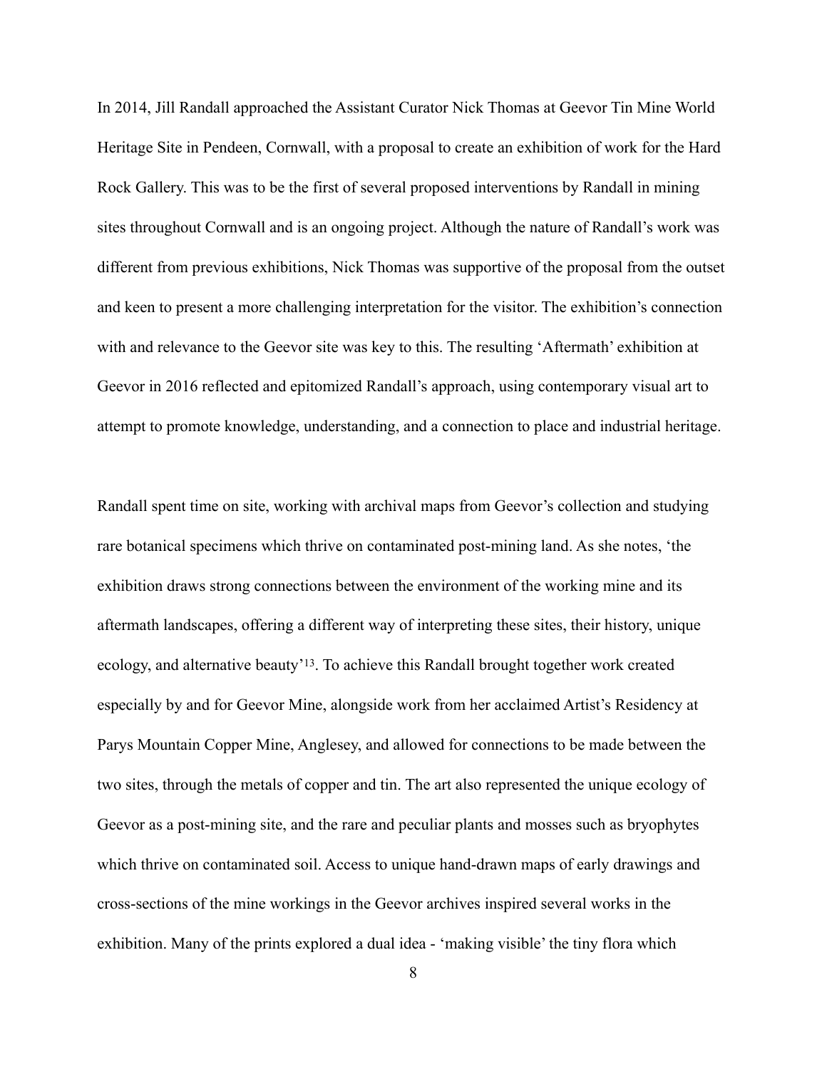In 2014, Jill Randall approached the Assistant Curator Nick Thomas at Geevor Tin Mine World Heritage Site in Pendeen, Cornwall, with a proposal to create an exhibition of work for the Hard Rock Gallery. This was to be the first of several proposed interventions by Randall in mining sites throughout Cornwall and is an ongoing project. Although the nature of Randall's work was different from previous exhibitions, Nick Thomas was supportive of the proposal from the outset and keen to present a more challenging interpretation for the visitor. The exhibition's connection with and relevance to the Geevor site was key to this. The resulting 'Aftermath' exhibition at Geevor in 2016 reflected and epitomized Randall's approach, using contemporary visual art to attempt to promote knowledge, understanding, and a connection to place and industrial heritage.

Randall spent time on site, working with archival maps from Geevor's collection and studying rare botanical specimens which thrive on contaminated post-mining land. As she notes, 'the exhibition draws strong connections between the environment of the working mine and its aftermath landscapes, offering a different way of interpreting these sites, their history, unique ecology, and alternative beauty'[13]. To achieve this Randall brought together work created especially by and for Geevor Mine, alongside work from her acclaimed Artist's Residency at Parys Mountain Copper Mine, Anglesey, and allowed for connections to be made between the two sites, through the metals of copper and tin. The art also represented the unique ecology of Geevor as a post-mining site, and the rare and peculiar plants and mosses such as bryophytes which thrive on contaminated soil. Access to unique hand-drawn maps of early drawings and cross-sections of the mine workings in the Geevor archives inspired several works in the exhibition. Many of the prints explored a dual idea - 'making visible' the tiny flora which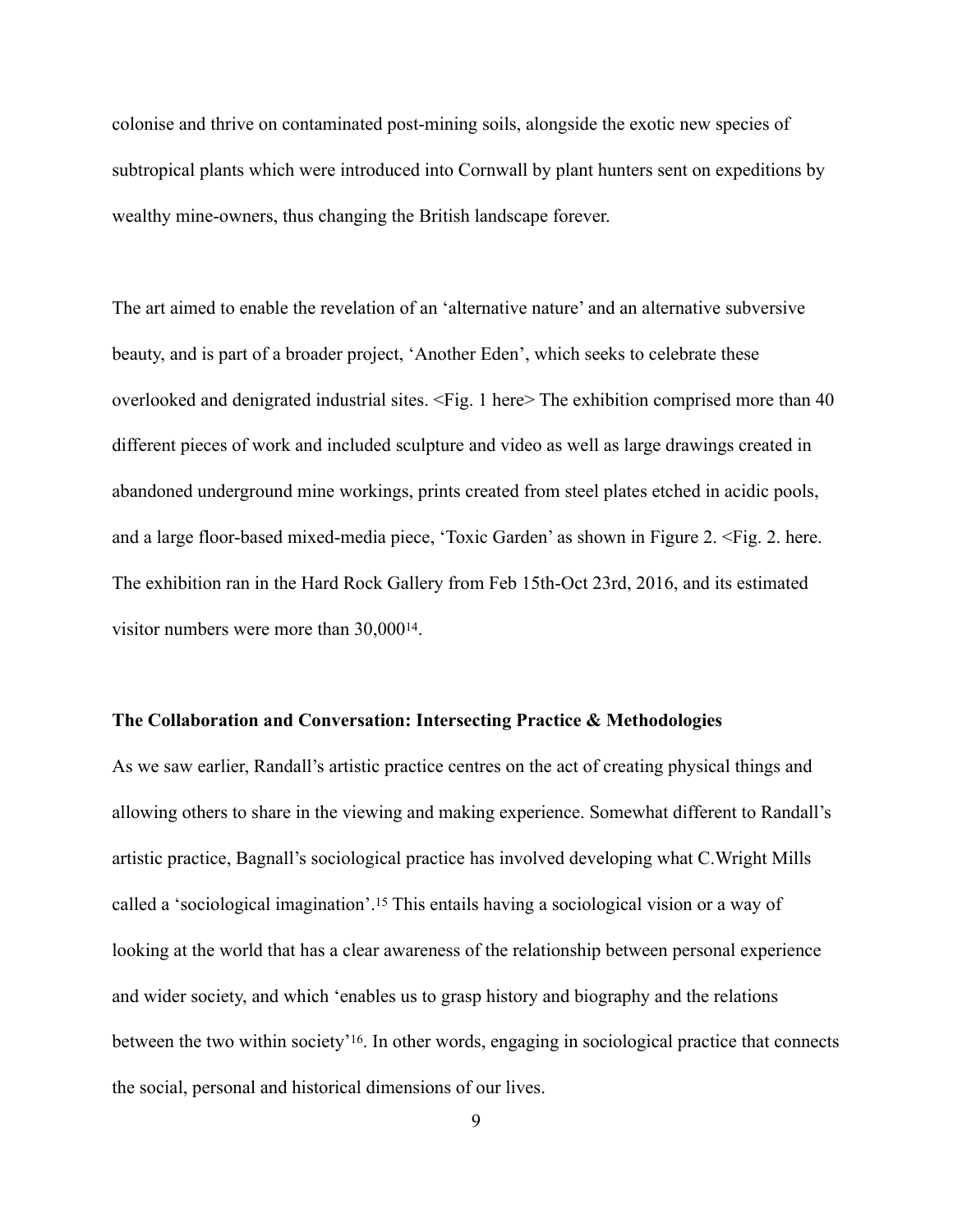colonise and thrive on contaminated post-mining soils, alongside the exotic new species of subtropical plants which were introduced into Cornwall by plant hunters sent on expeditions by wealthy mine-owners, thus changing the British landscape forever.

The art aimed to enable the revelation of an 'alternative nature' and an alternative subversive beauty, and is part of a broader project, 'Another Eden', which seeks to celebrate these overlooked and denigrated industrial sites. <Fig. 1 here> The exhibition comprised more than 40 different pieces of work and included sculpture and video as well as large drawings created in abandoned underground mine workings, prints created from steel plates etched in acidic pools, and a large floor-based mixed-media piece, 'Toxic Garden' as shown in Figure 2. <Fig. 2. here. The exhibition ran in the Hard Rock Gallery from Feb 15th-Oct 23rd, 2016, and its estimated visitor numbers were more than 30,000[14].

**The Collaboration and Conversation: Intersecting Practice & Methodologies**

As we saw earlier, Randall's artistic practice centres on the act of creating physical things and allowing others to share in the viewing and making experience. Somewhat different to Randall's artistic practice, Bagnall's sociological practice has involved developing what C.Wright Mills called a 'sociological imagination'.[15] This entails having a sociological vision or a way of looking at the world that has a clear awareness of the relationship between personal experience and wider society, and which 'enables us to grasp history and biography and the relations between the two within society'[16]. In other words, engaging in sociological practice that connects the social, personal and historical dimensions of our lives.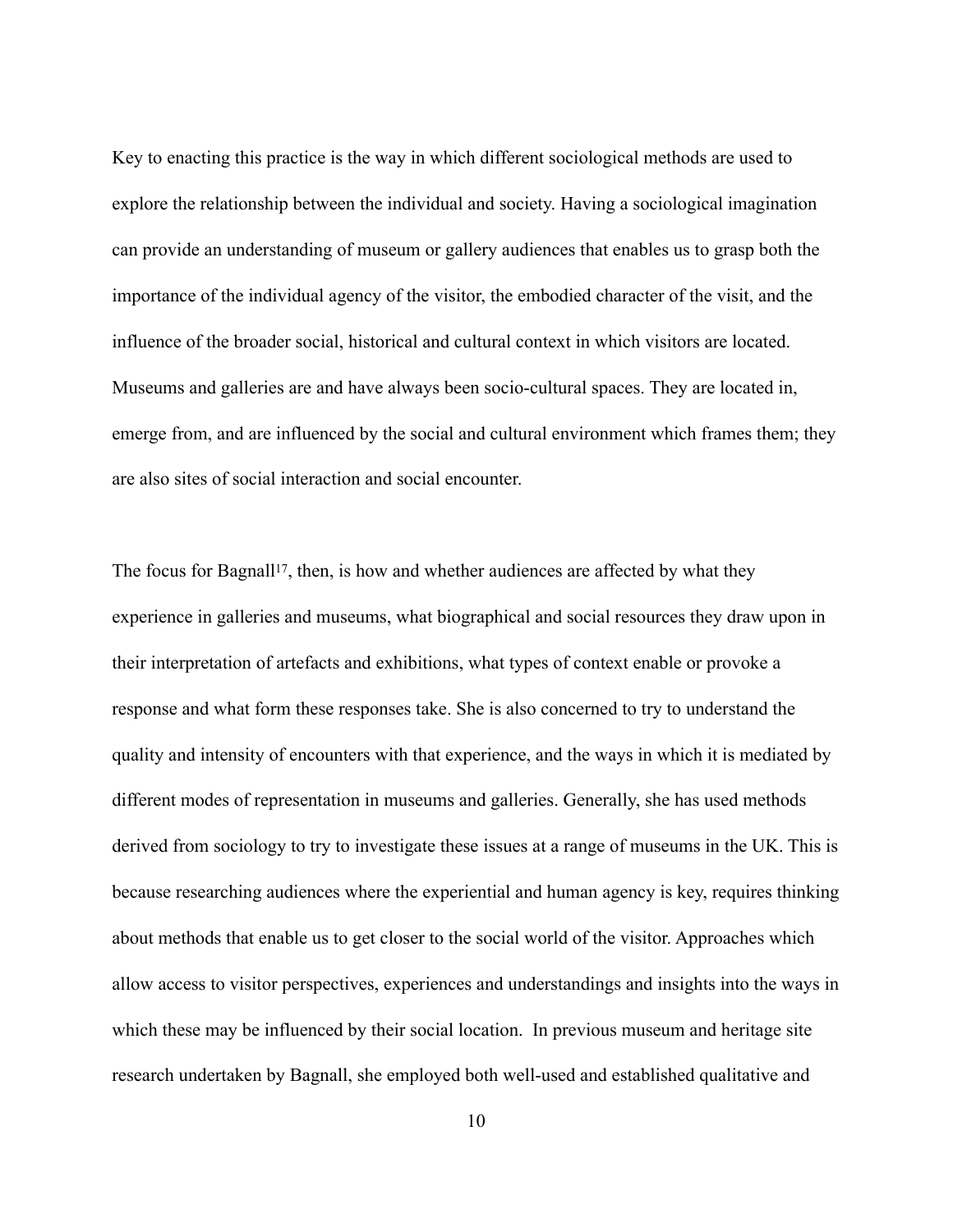Key to enacting this practice is the way in which different sociological methods are used to explore the relationship between the individual and society. Having a sociological imagination can provide an understanding of museum or gallery audiences that enables us to grasp both the importance of the individual agency of the visitor, the embodied character of the visit, and the influence of the broader social, historical and cultural context in which visitors are located. Museums and galleries are and have always been socio-cultural spaces. They are located in, emerge from, and are influenced by the social and cultural environment which frames them; they are also sites of social interaction and social encounter.

The focus for Bagnall[17], then, is how and whether audiences are affected by what they experience in galleries and museums, what biographical and social resources they draw upon in their interpretation of artefacts and exhibitions, what types of context enable or provoke a response and what form these responses take. She is also concerned to try to understand the quality and intensity of encounters with that experience, and the ways in which it is mediated by different modes of representation in museums and galleries. Generally, she has used methods derived from sociology to try to investigate these issues at a range of museums in the UK. This is because researching audiences where the experiential and human agency is key, requires thinking about methods that enable us to get closer to the social world of the visitor. Approaches which allow access to visitor perspectives, experiences and understandings and insights into the ways in which these may be influenced by their social location. In previous museum and heritage site research undertaken by Bagnall, she employed both well-used and established qualitative and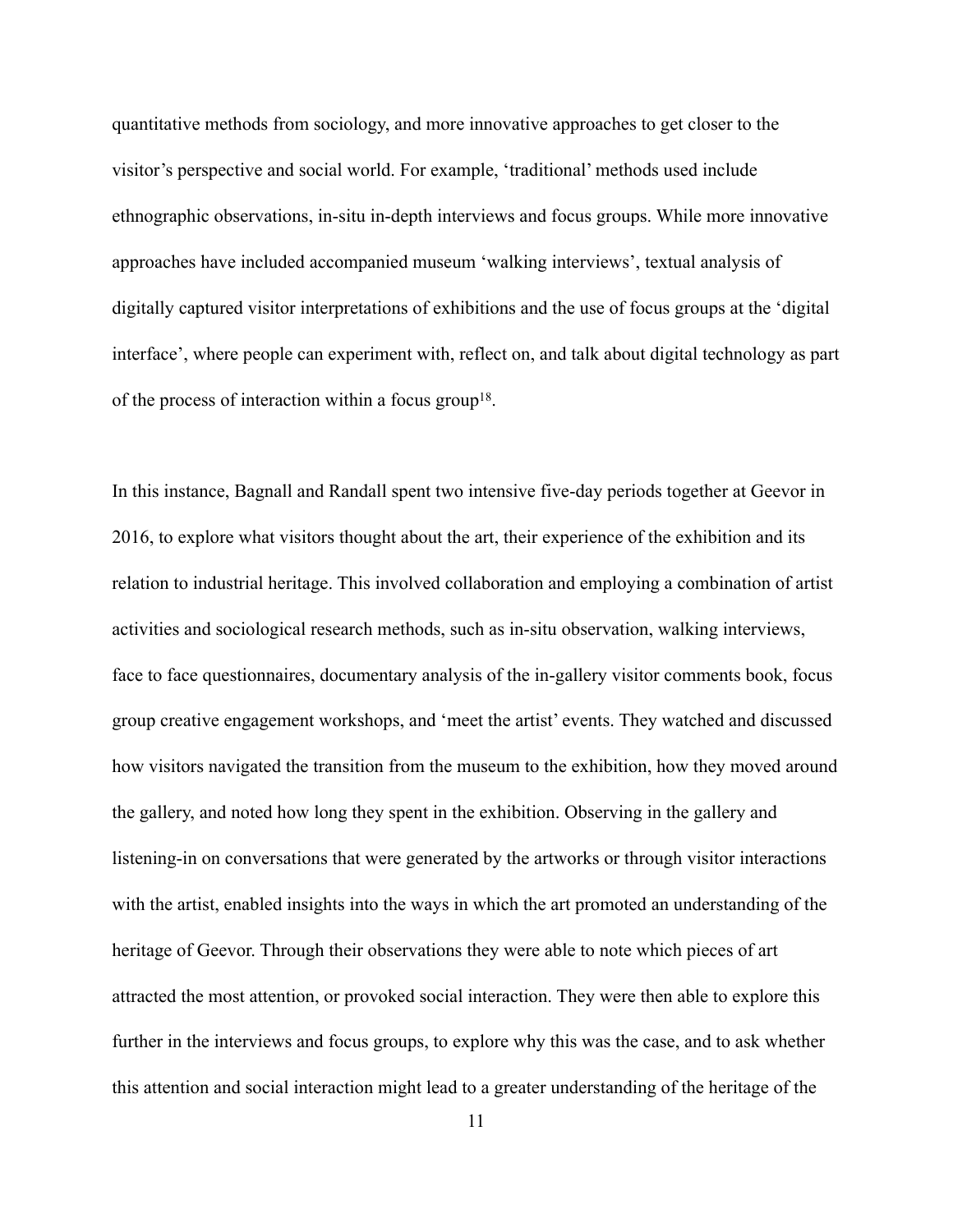quantitative methods from sociology, and more innovative approaches to get closer to the visitor's perspective and social world. For example, 'traditional' methods used include ethnographic observations, in-situ in-depth interviews and focus groups. While more innovative approaches have included accompanied museum 'walking interviews', textual analysis of digitally captured visitor interpretations of exhibitions and the use of focus groups at the 'digital interface', where people can experiment with, reflect on, and talk about digital technology as part of the process of interaction within a focus group[18].

In this instance, Bagnall and Randall spent two intensive five-day periods together at Geevor in 2016, to explore what visitors thought about the art, their experience of the exhibition and its relation to industrial heritage. This involved collaboration and employing a combination of artist activities and sociological research methods, such as in-situ observation, walking interviews, face to face questionnaires, documentary analysis of the in-gallery visitor comments book, focus group creative engagement workshops, and 'meet the artist' events. They watched and discussed how visitors navigated the transition from the museum to the exhibition, how they moved around the gallery, and noted how long they spent in the exhibition. Observing in the gallery and listening-in on conversations that were generated by the artworks or through visitor interactions with the artist, enabled insights into the ways in which the art promoted an understanding of the heritage of Geevor. Through their observations they were able to note which pieces of art attracted the most attention, or provoked social interaction. They were then able to explore this further in the interviews and focus groups, to explore why this was the case, and to ask whether this attention and social interaction might lead to a greater understanding of the heritage of the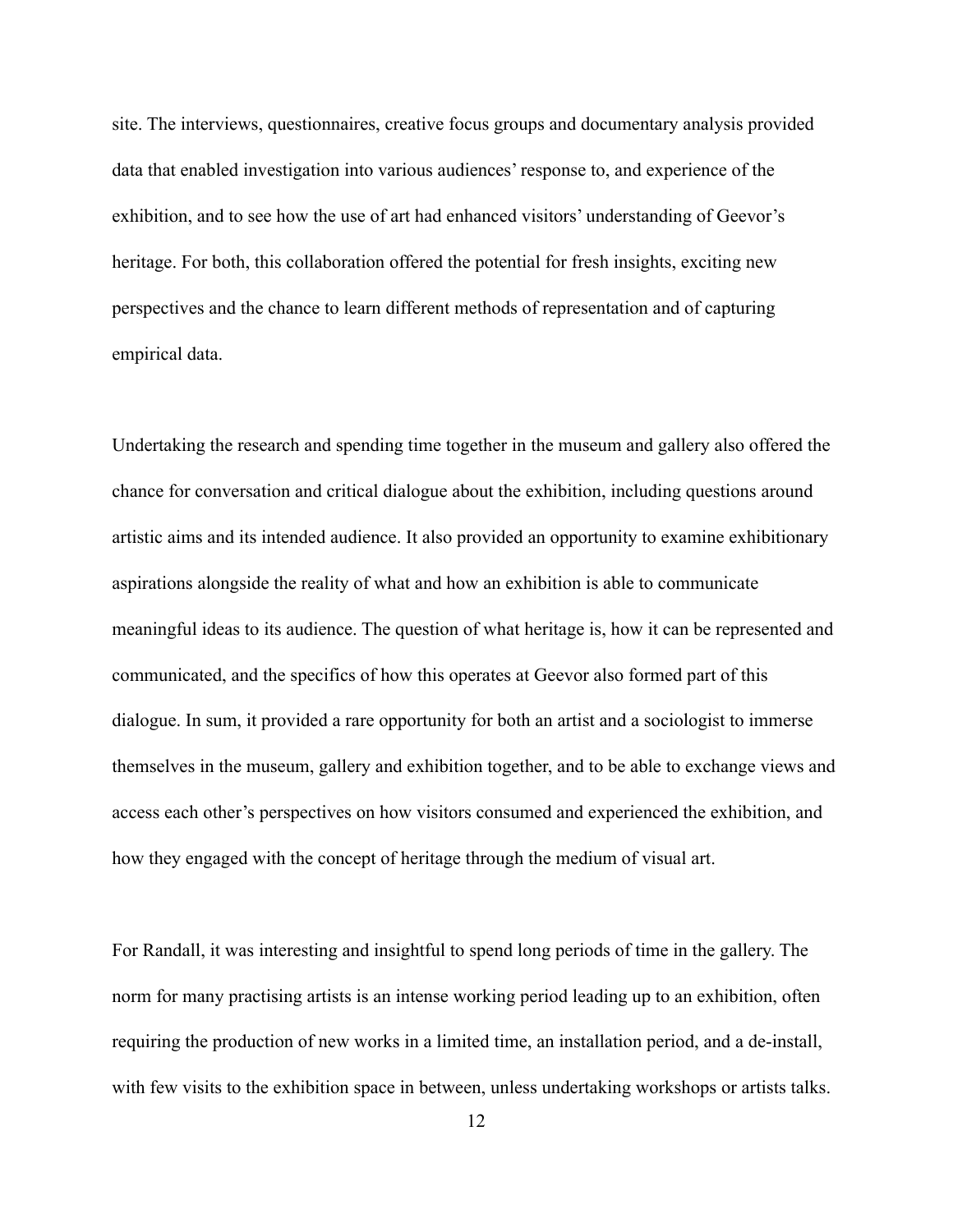site. The interviews, questionnaires, creative focus groups and documentary analysis provided data that enabled investigation into various audiences' response to, and experience of the exhibition, and to see how the use of art had enhanced visitors' understanding of Geevor's heritage. For both, this collaboration offered the potential for fresh insights, exciting new perspectives and the chance to learn different methods of representation and of capturing empirical data.

Undertaking the research and spending time together in the museum and gallery also offered the chance for conversation and critical dialogue about the exhibition, including questions around artistic aims and its intended audience. It also provided an opportunity to examine exhibitionary aspirations alongside the reality of what and how an exhibition is able to communicate meaningful ideas to its audience. The question of what heritage is, how it can be represented and communicated, and the specifics of how this operates at Geevor also formed part of this dialogue. In sum, it provided a rare opportunity for both an artist and a sociologist to immerse themselves in the museum, gallery and exhibition together, and to be able to exchange views and access each other's perspectives on how visitors consumed and experienced the exhibition, and how they engaged with the concept of heritage through the medium of visual art.

For Randall, it was interesting and insightful to spend long periods of time in the gallery. The norm for many practising artists is an intense working period leading up to an exhibition, often requiring the production of new works in a limited time, an installation period, and a de-install, with few visits to the exhibition space in between, unless undertaking workshops or artists talks.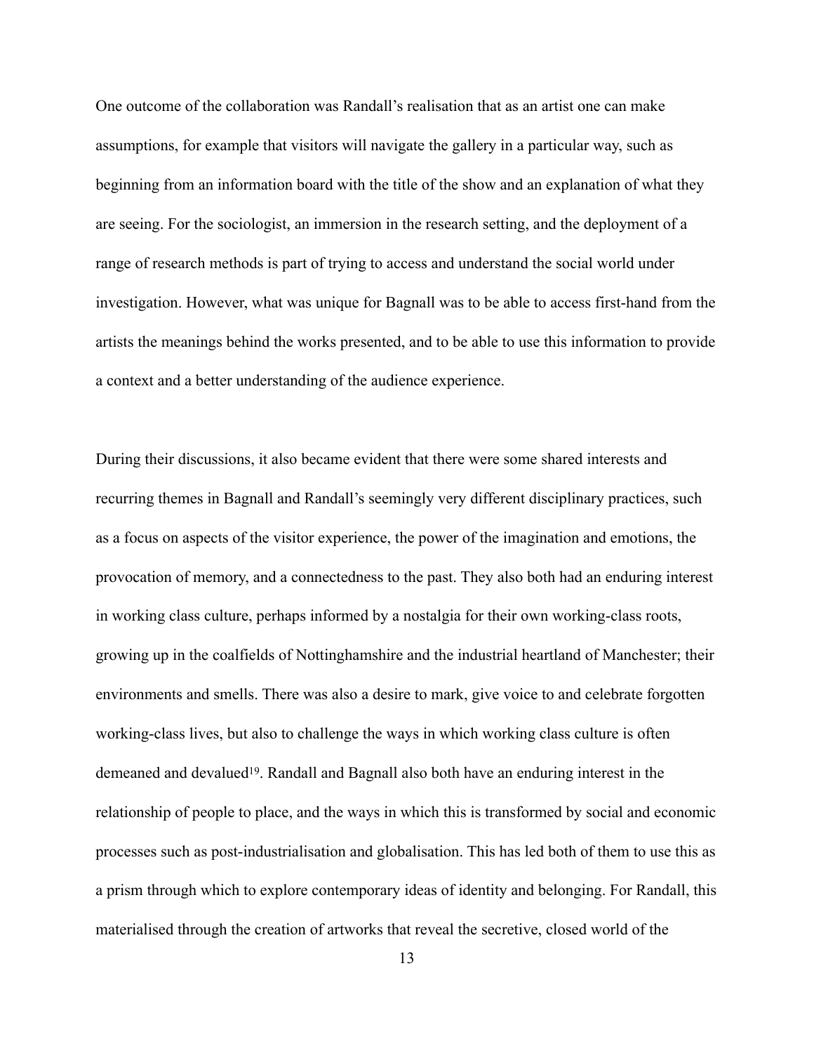One outcome of the collaboration was Randall's realisation that as an artist one can make assumptions, for example that visitors will navigate the gallery in a particular way, such as beginning from an information board with the title of the show and an explanation of what they are seeing. For the sociologist, an immersion in the research setting, and the deployment of a range of research methods is part of trying to access and understand the social world under investigation. However, what was unique for Bagnall was to be able to access first-hand from the artists the meanings behind the works presented, and to be able to use this information to provide a context and a better understanding of the audience experience.

During their discussions, it also became evident that there were some shared interests and recurring themes in Bagnall and Randall's seemingly very different disciplinary practices, such as a focus on aspects of the visitor experience, the power of the imagination and emotions, the provocation of memory, and a connectedness to the past. They also both had an enduring interest in working class culture, perhaps informed by a nostalgia for their own working-class roots, growing up in the coalfields of Nottinghamshire and the industrial heartland of Manchester; their environments and smells. There was also a desire to mark, give voice to and celebrate forgotten working-class lives, but also to challenge the ways in which working class culture is often demeaned and devalued[19]. Randall and Bagnall also both have an enduring interest in the relationship of people to place, and the ways in which this is transformed by social and economic processes such as post-industrialisation and globalisation. This has led both of them to use this as a prism through which to explore contemporary ideas of identity and belonging. For Randall, this materialised through the creation of artworks that reveal the secretive, closed world of the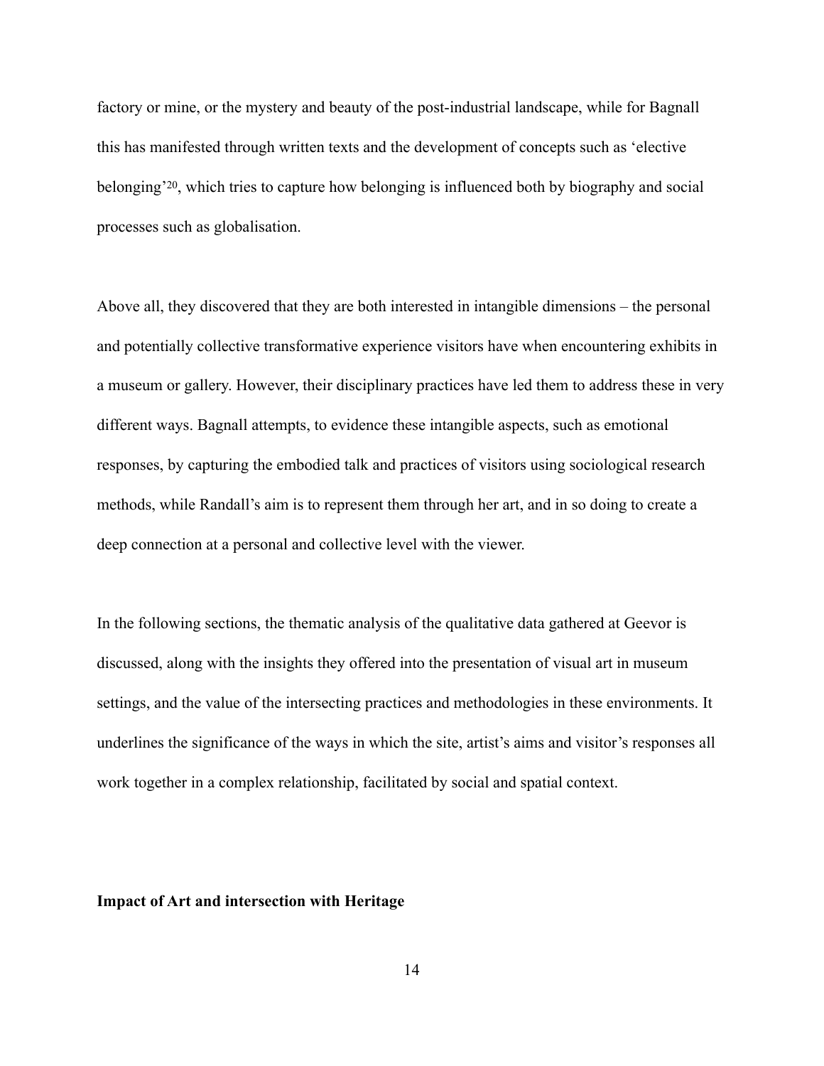factory or mine, or the mystery and beauty of the post-industrial landscape, while for Bagnall this has manifested through written texts and the development of concepts such as 'elective belonging'[20], which tries to capture how belonging is influenced both by biography and social processes such as globalisation.

Above all, they discovered that they are both interested in intangible dimensions – the personal and potentially collective transformative experience visitors have when encountering exhibits in a museum or gallery. However, their disciplinary practices have led them to address these in very different ways. Bagnall attempts, to evidence these intangible aspects, such as emotional responses, by capturing the embodied talk and practices of visitors using sociological research methods, while Randall's aim is to represent them through her art, and in so doing to create a deep connection at a personal and collective level with the viewer.

In the following sections, the thematic analysis of the qualitative data gathered at Geevor is discussed, along with the insights they offered into the presentation of visual art in museum settings, and the value of the intersecting practices and methodologies in these environments. It underlines the significance of the ways in which the site, artist's aims and visitor's responses all work together in a complex relationship, facilitated by social and spatial context.

## Impact of Art and intersection with Heritage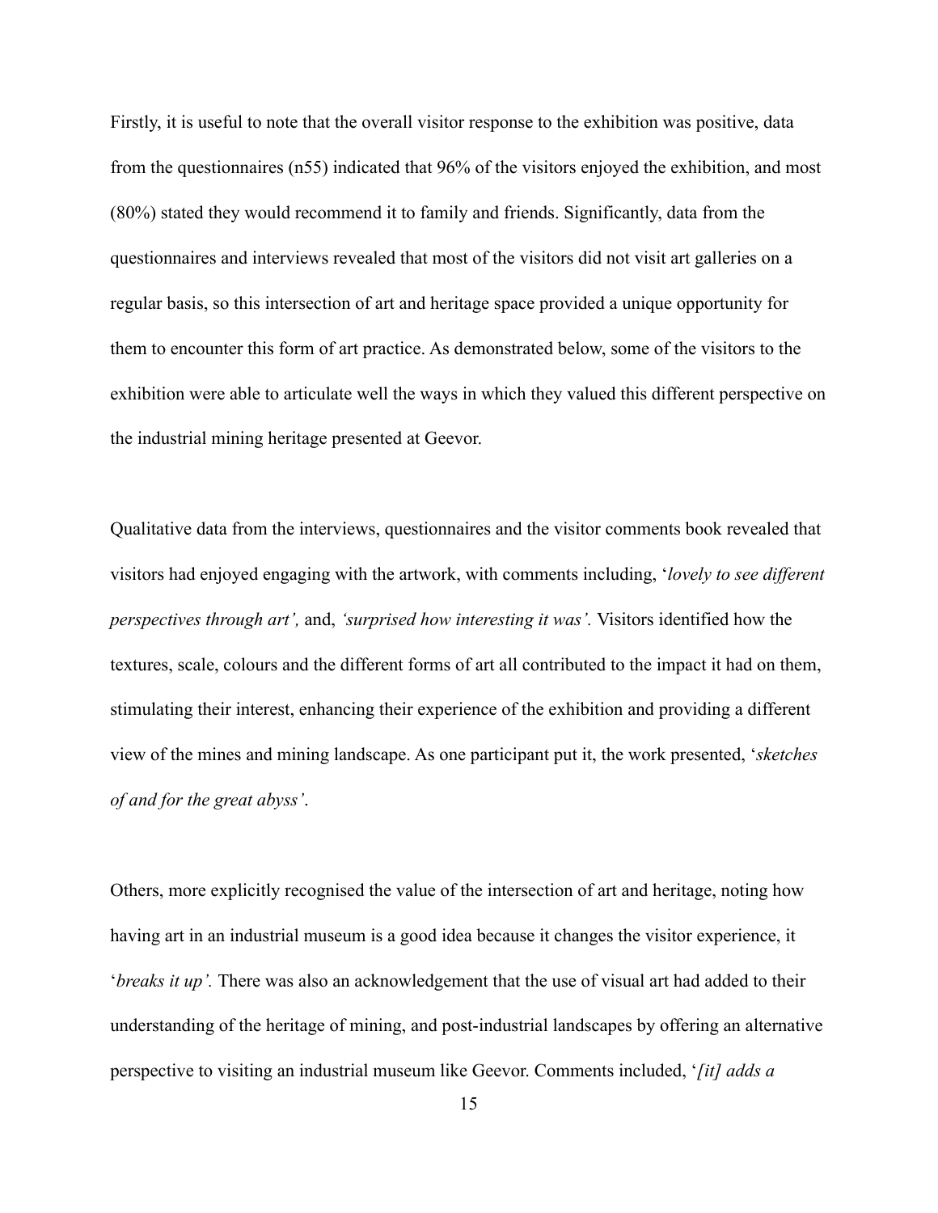Firstly, it is useful to note that the overall visitor response to the exhibition was positive, data from the questionnaires (n55) indicated that 96% of the visitors enjoyed the exhibition, and most (80%) stated they would recommend it to family and friends. Significantly, data from the questionnaires and interviews revealed that most of the visitors did not visit art galleries on a regular basis, so this intersection of art and heritage space provided a unique opportunity for them to encounter this form of art practice. As demonstrated below, some of the visitors to the exhibition were able to articulate well the ways in which they valued this different perspective on the industrial mining heritage presented at Geevor.

Qualitative data from the interviews, questionnaires and the visitor comments book revealed that visitors had enjoyed engaging with the artwork, with comments including, '*lovely to see different perspectives through art',* and, *'surprised how interesting it was'.* Visitors identified how the textures, scale, colours and the different forms of art all contributed to the impact it had on them, stimulating their interest, enhancing their experience of the exhibition and providing a different view of the mines and mining landscape. As one participant put it, the work presented, '*sketches of and for the great abyss'*.

Others, more explicitly recognised the value of the intersection of art and heritage, noting how having art in an industrial museum is a good idea because it changes the visitor experience, it '*breaks it up'.* There was also an acknowledgement that the use of visual art had added to their understanding of the heritage of mining, and post-industrial landscapes by offering an alternative perspective to visiting an industrial museum like Geevor. Comments included, '*[it] adds a*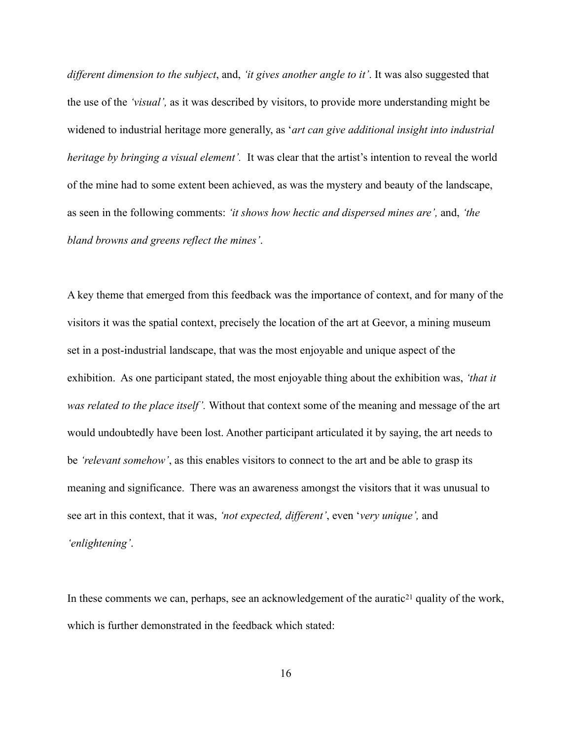*different dimension to the subject*, and, *'it gives another angle to it'*. It was also suggested that the use of the *'visual',* as it was described by visitors, to provide more understanding might be widened to industrial heritage more generally, as '*art can give additional insight into industrial heritage by bringing a visual element'.* It was clear that the artist's intention to reveal the world of the mine had to some extent been achieved, as was the mystery and beauty of the landscape, as seen in the following comments: *'it shows how hectic and dispersed mines are',* and, *'the bland browns and greens reflect the mines'*.

A key theme that emerged from this feedback was the importance of context, and for many of the visitors it was the spatial context, precisely the location of the art at Geevor, a mining museum set in a post-industrial landscape, that was the most enjoyable and unique aspect of the exhibition. As one participant stated, the most enjoyable thing about the exhibition was, *'that it was related to the place itself'.* Without that context some of the meaning and message of the art would undoubtedly have been lost. Another participant articulated it by saying, the art needs to be *'relevant somehow'*, as this enables visitors to connect to the art and be able to grasp its meaning and significance. There was an awareness amongst the visitors that it was unusual to see art in this context, that it was, *'not expected, different'*, even '*very unique',* and *'enlightening'*.

In these comments we can, perhaps, see an acknowledgement of the auratic[21] quality of the work, which is further demonstrated in the feedback which stated: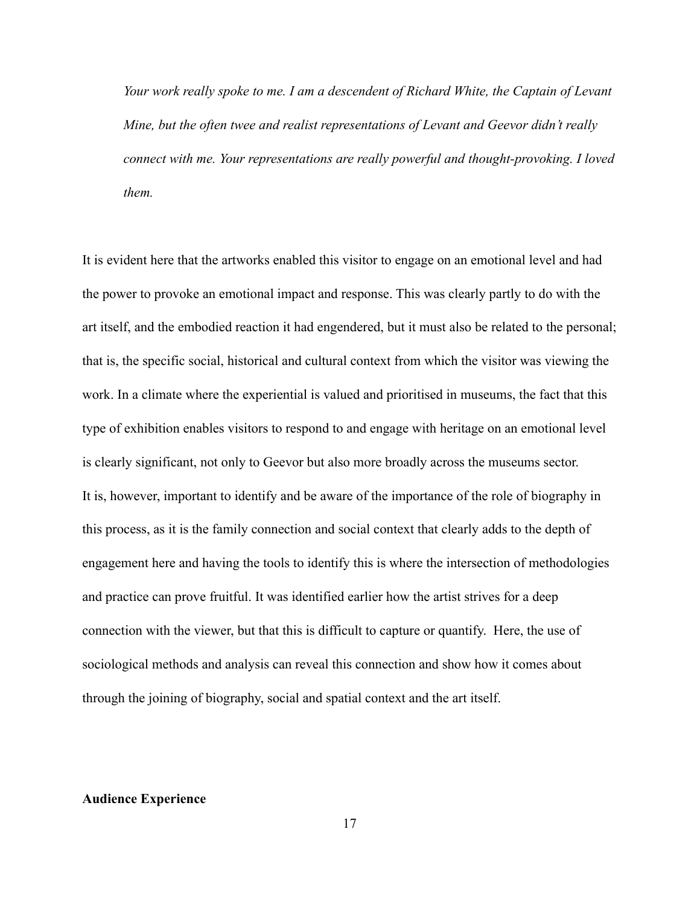> *Your work really spoke to me. I am a descendent of Richard White, the Captain of Levant Mine, but the often twee and realist representations of Levant and Geevor didn't really connect with me. Your representations are really powerful and thought-provoking. I loved them.*

It is evident here that the artworks enabled this visitor to engage on an emotional level and had the power to provoke an emotional impact and response. This was clearly partly to do with the art itself, and the embodied reaction it had engendered, but it must also be related to the personal; that is, the specific social, historical and cultural context from which the visitor was viewing the work. In a climate where the experiential is valued and prioritised in museums, the fact that this type of exhibition enables visitors to respond to and engage with heritage on an emotional level is clearly significant, not only to Geevor but also more broadly across the museums sector. It is, however, important to identify and be aware of the importance of the role of biography in this process, as it is the family connection and social context that clearly adds to the depth of engagement here and having the tools to identify this is where the intersection of methodologies and practice can prove fruitful. It was identified earlier how the artist strives for a deep connection with the viewer, but that this is difficult to capture or quantify. Here, the use of sociological methods and analysis can reveal this connection and show how it comes about through the joining of biography, social and spatial context and the art itself.

**Audience Experience**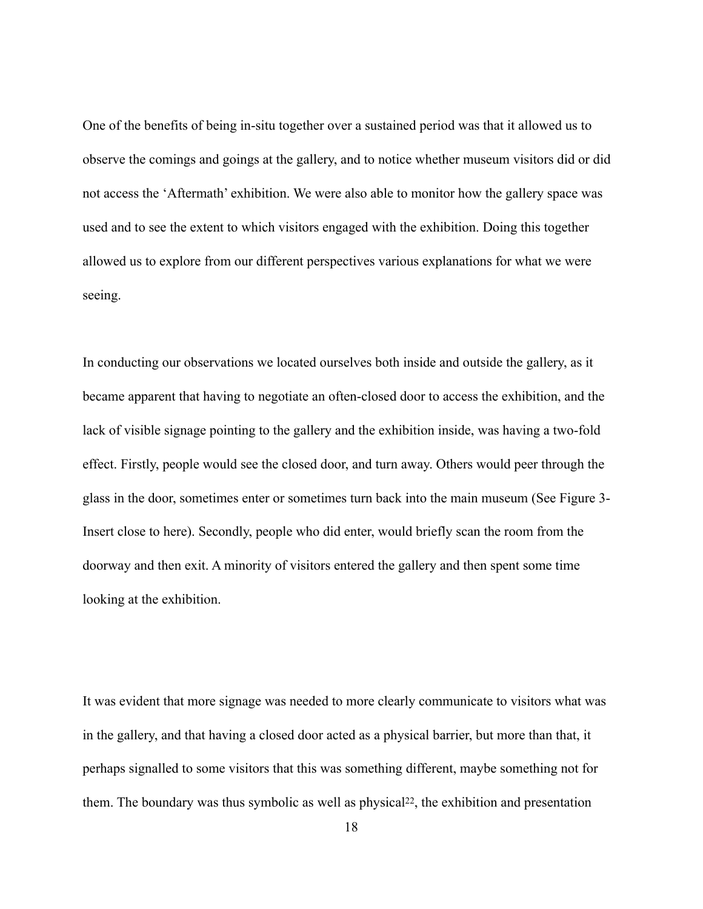One of the benefits of being in-situ together over a sustained period was that it allowed us to observe the comings and goings at the gallery, and to notice whether museum visitors did or did not access the 'Aftermath' exhibition. We were also able to monitor how the gallery space was used and to see the extent to which visitors engaged with the exhibition. Doing this together allowed us to explore from our different perspectives various explanations for what we were seeing.

In conducting our observations we located ourselves both inside and outside the gallery, as it became apparent that having to negotiate an often-closed door to access the exhibition, and the lack of visible signage pointing to the gallery and the exhibition inside, was having a two-fold effect. Firstly, people would see the closed door, and turn away. Others would peer through the glass in the door, sometimes enter or sometimes turn back into the main museum (See Figure 3-Insert close to here). Secondly, people who did enter, would briefly scan the room from the doorway and then exit. A minority of visitors entered the gallery and then spent some time looking at the exhibition.

It was evident that more signage was needed to more clearly communicate to visitors what was in the gallery, and that having a closed door acted as a physical barrier, but more than that, it perhaps signalled to some visitors that this was something different, maybe something not for them. The boundary was thus symbolic as well as physical[22], the exhibition and presentation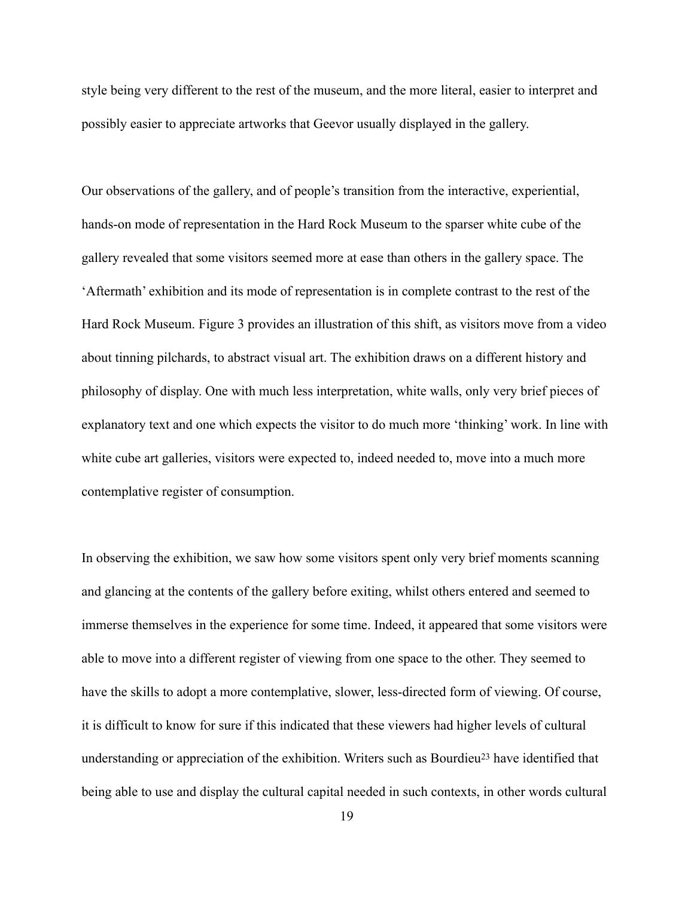style being very different to the rest of the museum, and the more literal, easier to interpret and possibly easier to appreciate artworks that Geevor usually displayed in the gallery.

Our observations of the gallery, and of people's transition from the interactive, experiential, hands-on mode of representation in the Hard Rock Museum to the sparser white cube of the gallery revealed that some visitors seemed more at ease than others in the gallery space. The 'Aftermath' exhibition and its mode of representation is in complete contrast to the rest of the Hard Rock Museum. Figure 3 provides an illustration of this shift, as visitors move from a video about tinning pilchards, to abstract visual art. The exhibition draws on a different history and philosophy of display. One with much less interpretation, white walls, only very brief pieces of explanatory text and one which expects the visitor to do much more 'thinking' work. In line with white cube art galleries, visitors were expected to, indeed needed to, move into a much more contemplative register of consumption.

In observing the exhibition, we saw how some visitors spent only very brief moments scanning and glancing at the contents of the gallery before exiting, whilst others entered and seemed to immerse themselves in the experience for some time. Indeed, it appeared that some visitors were able to move into a different register of viewing from one space to the other. They seemed to have the skills to adopt a more contemplative, slower, less-directed form of viewing. Of course, it is difficult to know for sure if this indicated that these viewers had higher levels of cultural understanding or appreciation of the exhibition. Writers such as Bourdieu[23] have identified that being able to use and display the cultural capital needed in such contexts, in other words cultural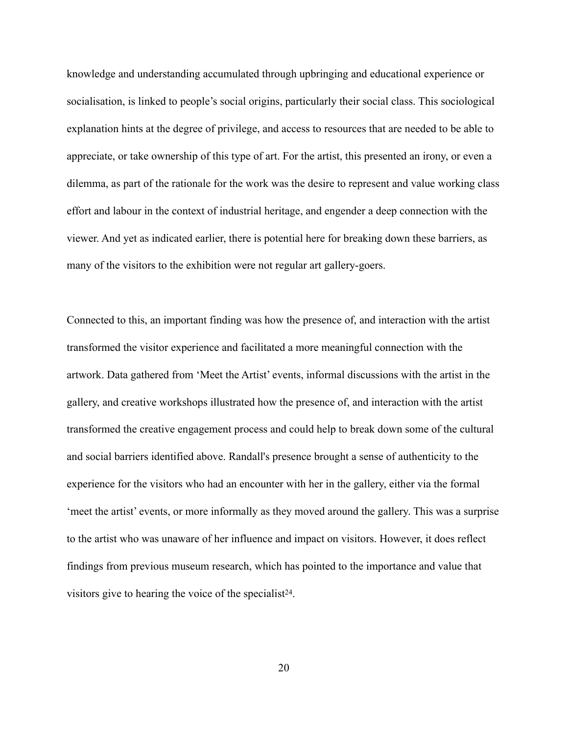knowledge and understanding accumulated through upbringing and educational experience or socialisation, is linked to people's social origins, particularly their social class. This sociological explanation hints at the degree of privilege, and access to resources that are needed to be able to appreciate, or take ownership of this type of art. For the artist, this presented an irony, or even a dilemma, as part of the rationale for the work was the desire to represent and value working class effort and labour in the context of industrial heritage, and engender a deep connection with the viewer. And yet as indicated earlier, there is potential here for breaking down these barriers, as many of the visitors to the exhibition were not regular art gallery-goers.

Connected to this, an important finding was how the presence of, and interaction with the artist transformed the visitor experience and facilitated a more meaningful connection with the artwork. Data gathered from 'Meet the Artist' events, informal discussions with the artist in the gallery, and creative workshops illustrated how the presence of, and interaction with the artist transformed the creative engagement process and could help to break down some of the cultural and social barriers identified above. Randall's presence brought a sense of authenticity to the experience for the visitors who had an encounter with her in the gallery, either via the formal 'meet the artist' events, or more informally as they moved around the gallery. This was a surprise to the artist who was unaware of her influence and impact on visitors. However, it does reflect findings from previous museum research, which has pointed to the importance and value that visitors give to hearing the voice of the specialist[24].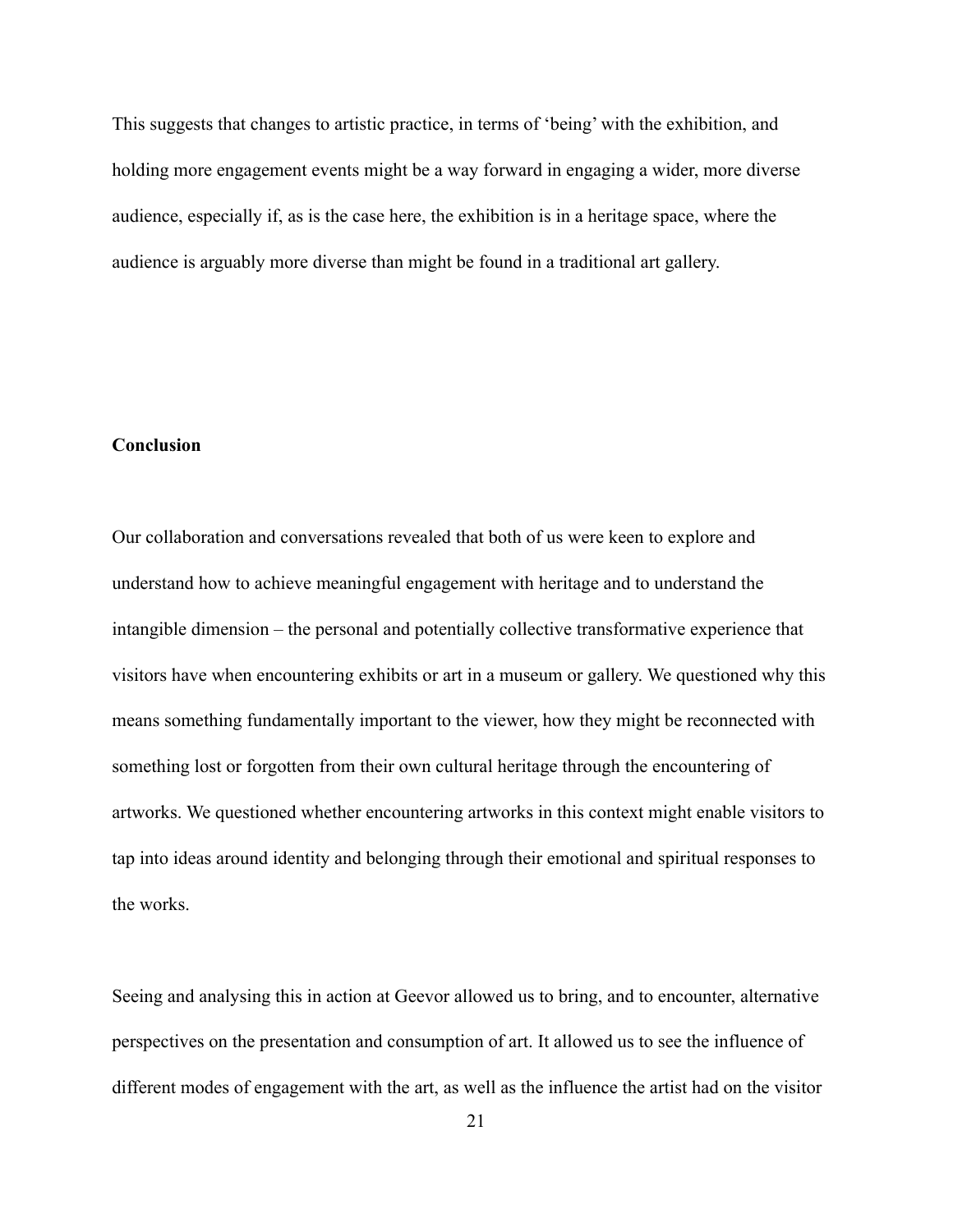This suggests that changes to artistic practice, in terms of 'being' with the exhibition, and holding more engagement events might be a way forward in engaging a wider, more diverse audience, especially if, as is the case here, the exhibition is in a heritage space, where the audience is arguably more diverse than might be found in a traditional art gallery.

**Conclusion**

Our collaboration and conversations revealed that both of us were keen to explore and understand how to achieve meaningful engagement with heritage and to understand the intangible dimension – the personal and potentially collective transformative experience that visitors have when encountering exhibits or art in a museum or gallery. We questioned why this means something fundamentally important to the viewer, how they might be reconnected with something lost or forgotten from their own cultural heritage through the encountering of artworks. We questioned whether encountering artworks in this context might enable visitors to tap into ideas around identity and belonging through their emotional and spiritual responses to the works.

Seeing and analysing this in action at Geevor allowed us to bring, and to encounter, alternative perspectives on the presentation and consumption of art. It allowed us to see the influence of different modes of engagement with the art, as well as the influence the artist had on the visitor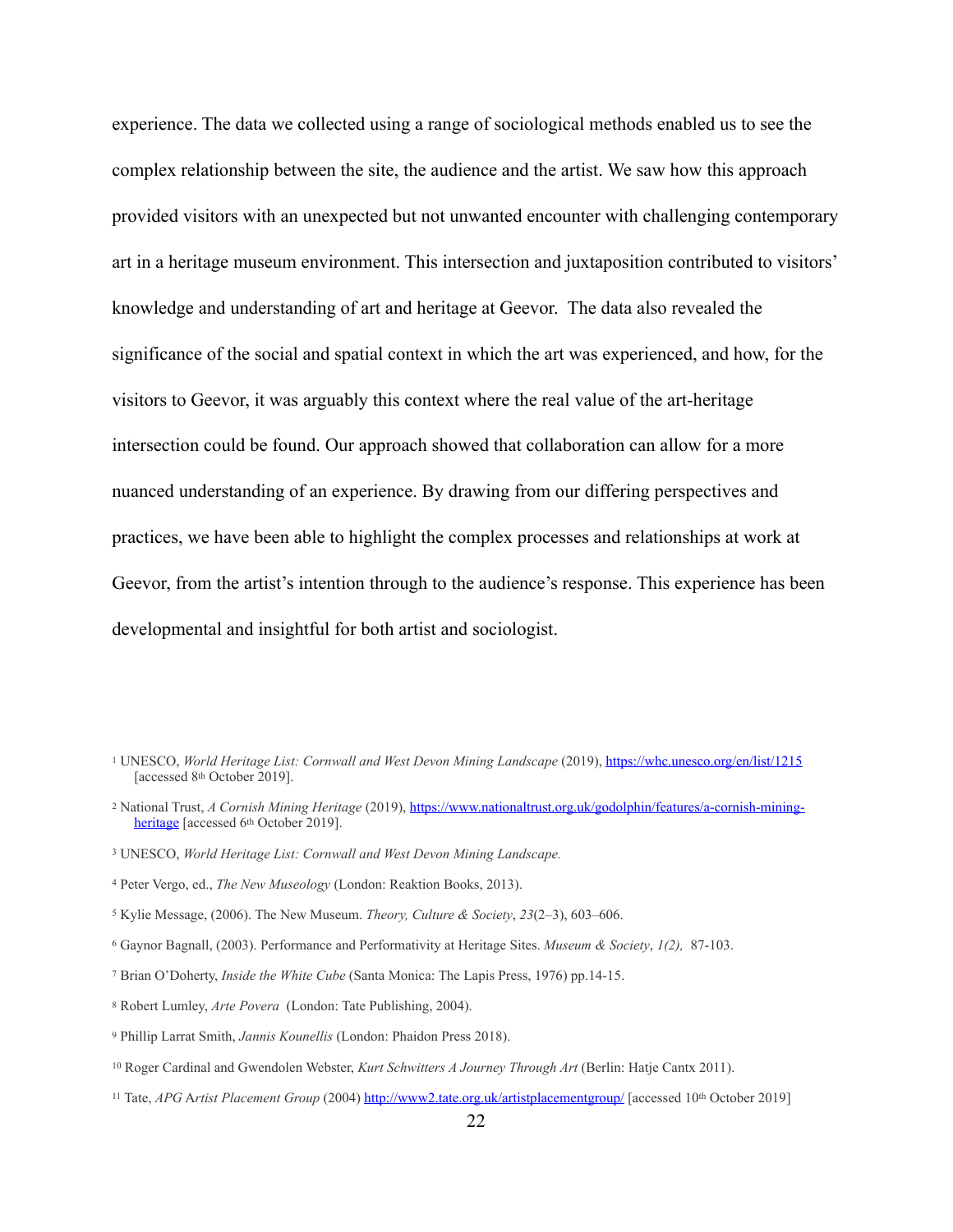experience. The data we collected using a range of sociological methods enabled us to see the complex relationship between the site, the audience and the artist. We saw how this approach provided visitors with an unexpected but not unwanted encounter with challenging contemporary art in a heritage museum environment. This intersection and juxtaposition contributed to visitors' knowledge and understanding of art and heritage at Geevor. The data also revealed the significance of the social and spatial context in which the art was experienced, and how, for the visitors to Geevor, it was arguably this context where the real value of the art-heritage intersection could be found. Our approach showed that collaboration can allow for a more nuanced understanding of an experience. By drawing from our differing perspectives and practices, we have been able to highlight the complex processes and relationships at work at Geevor, from the artist's intention through to the audience's response. This experience has been developmental and insightful for both artist and sociologist.

---

1 UNESCO, *World Heritage List: Cornwall and West Devon Mining Landscape* (2019), https://whc.unesco.org/en/list/1215 [accessed 8th October 2019].

2 National Trust, *A Cornish Mining Heritage* (2019), https://www.nationaltrust.org.uk/godolphin/features/a-cornish-mining-heritage [accessed 6th October 2019].

3 UNESCO, *World Heritage List: Cornwall and West Devon Mining Landscape.*

4 Peter Vergo, ed., *The New Museology* (London: Reaktion Books, 2013).

5 Kylie Message, (2006). The New Museum. *Theory, Culture & Society*, *23*(2–3), 603–606.

6 Gaynor Bagnall, (2003). Performance and Performativity at Heritage Sites. *Museum & Society*, *1(2),* 87-103.

7 Brian O'Doherty, *Inside the White Cube* (Santa Monica: The Lapis Press, 1976) pp.14-15.

8 Robert Lumley, *Arte Povera* (London: Tate Publishing, 2004).

9 Phillip Larrat Smith, *Jannis Kounellis* (London: Phaidon Press 2018).

10 Roger Cardinal and Gwendolen Webster, *Kurt Schwitters A Journey Through Art* (Berlin: Hatje Cantx 2011).

11 Tate, *APG* A*rtist Placement Group* (2004) http://www2.tate.org.uk/artistplacementgroup/ [accessed 10th October 2019]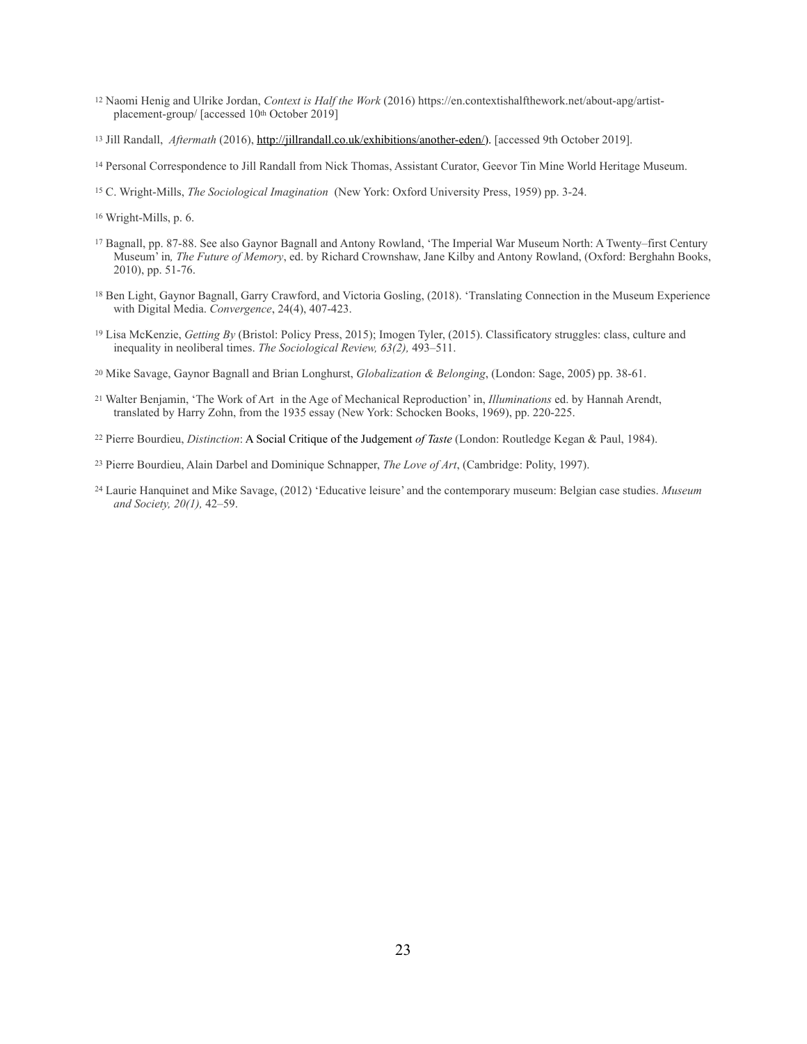[12] Naomi Henig and Ulrike Jordan, *Context is Half the Work* (2016) https://en.contextishalfthework.net/about-apg/artist-placement-group/ [accessed 10th October 2019]

[13] Jill Randall, *Aftermath* (2016), http://jillrandall.co.uk/exhibitions/another-eden/). [accessed 9th October 2019].

[14] Personal Correspondence to Jill Randall from Nick Thomas, Assistant Curator, Geevor Tin Mine World Heritage Museum.

[15] C. Wright-Mills, *The Sociological Imagination* (New York: Oxford University Press, 1959) pp. 3-24.

[16] Wright-Mills, p. 6.

[17] Bagnall, pp. 87-88. See also Gaynor Bagnall and Antony Rowland, 'The Imperial War Museum North: A Twenty–first Century Museum' in*, The Future of Memory*, ed. by Richard Crownshaw, Jane Kilby and Antony Rowland, (Oxford: Berghahn Books, 2010), pp. 51-76.

[18] Ben Light, Gaynor Bagnall, Garry Crawford, and Victoria Gosling, (2018). 'Translating Connection in the Museum Experience with Digital Media. *Convergence*, 24(4), 407-423.

[19] Lisa McKenzie, *Getting By* (Bristol: Policy Press, 2015); Imogen Tyler, (2015). Classificatory struggles: class, culture and inequality in neoliberal times. *The Sociological Review, 63(2),* 493–511.

[20] Mike Savage, Gaynor Bagnall and Brian Longhurst, *Globalization & Belonging*, (London: Sage, 2005) pp. 38-61.

[21] Walter Benjamin, 'The Work of Art in the Age of Mechanical Reproduction' in, *Illuminations* ed. by Hannah Arendt, translated by Harry Zohn, from the 1935 essay (New York: Schocken Books, 1969), pp. 220-225.

[22] Pierre Bourdieu, *Distinction*: A Social Critique of the Judgement *of Taste* (London: Routledge Kegan & Paul, 1984).

[23] Pierre Bourdieu, Alain Darbel and Dominique Schnapper, *The Love of Art*, (Cambridge: Polity, 1997).

[24] Laurie Hanquinet and Mike Savage, (2012) 'Educative leisure' and the contemporary museum: Belgian case studies. *Museum and Society, 20(1),* 42–59.